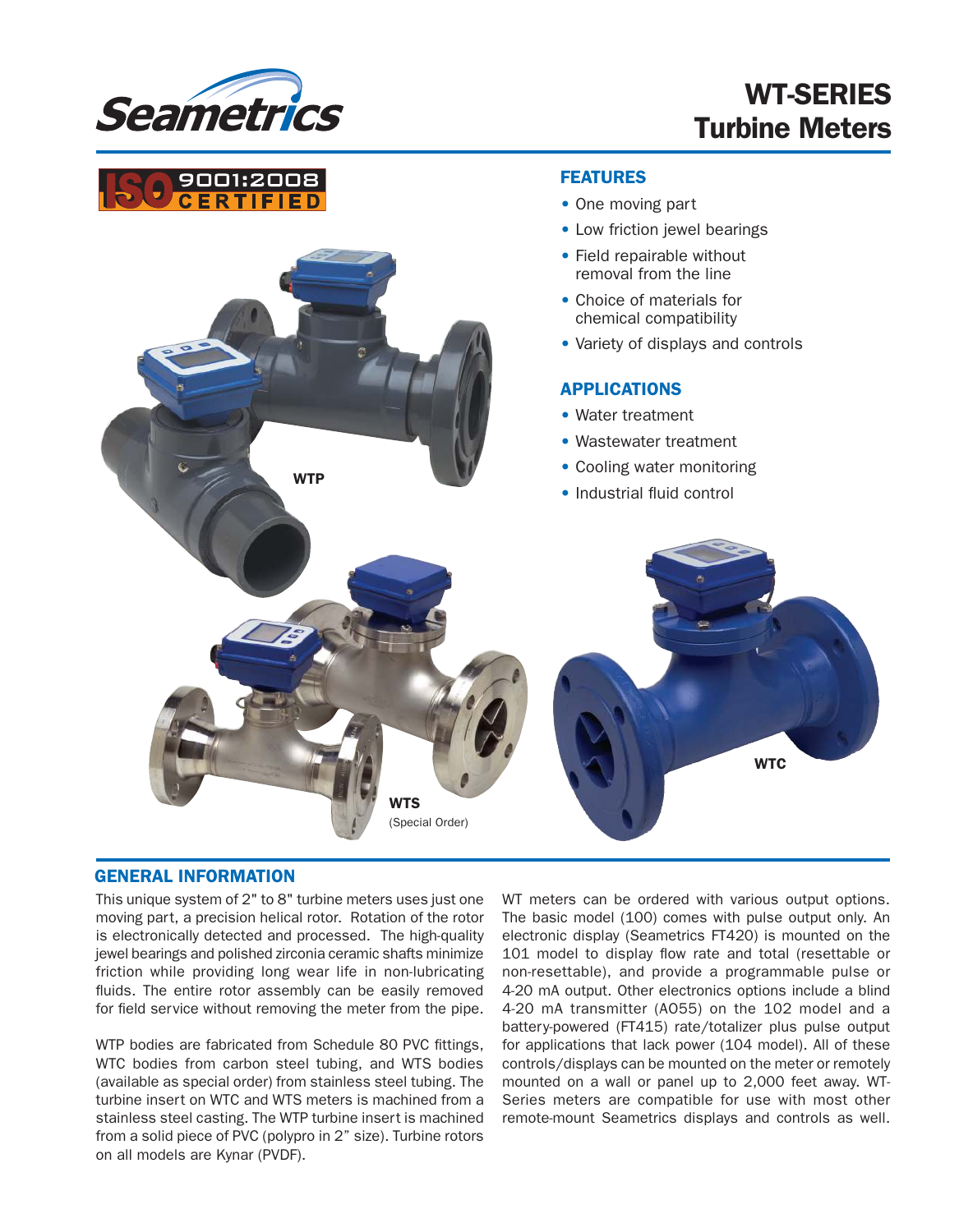# WT-SERIES Turbine Meters

ISO 9001:2008 CERTIFIED

WTP

WTS
(Special Order)

WTC

## FEATURES

- One moving part
- Low friction jewel bearings
- Field repairable without removal from the line
- Choice of materials for chemical compatibility
- Variety of displays and controls

## APPLICATIONS

- Water treatment
- Wastewater treatment
- Cooling water monitoring
- Industrial fluid control

## GENERAL INFORMATION

This unique system of 2" to 8" turbine meters uses just one moving part, a precision helical rotor. Rotation of the rotor is electronically detected and processed. The high-quality jewel bearings and polished zirconia ceramic shafts minimize friction while providing long wear life in non-lubricating fluids. The entire rotor assembly can be easily removed for field service without removing the meter from the pipe.

WTP bodies are fabricated from Schedule 80 PVC fittings, WTC bodies from carbon steel tubing, and WTS bodies (available as special order) from stainless steel tubing. The turbine insert on WTC and WTS meters is machined from a stainless steel casting. The WTP turbine insert is machined from a solid piece of PVC (polypro in 2" size). Turbine rotors on all models are Kynar (PVDF).

WT meters can be ordered with various output options. The basic model (100) comes with pulse output only. An electronic display (Seametrics FT420) is mounted on the 101 model to display flow rate and total (resettable or non-resettable), and provide a programmable pulse or 4-20 mA output. Other electronics options include a blind 4-20 mA transmitter (AO55) on the 102 model and a battery-powered (FT415) rate/totalizer plus pulse output for applications that lack power (104 model). All of these controls/displays can be mounted on the meter or remotely mounted on a wall or panel up to 2,000 feet away. WT-Series meters are compatible for use with most other remote-mount Seametrics displays and controls as well.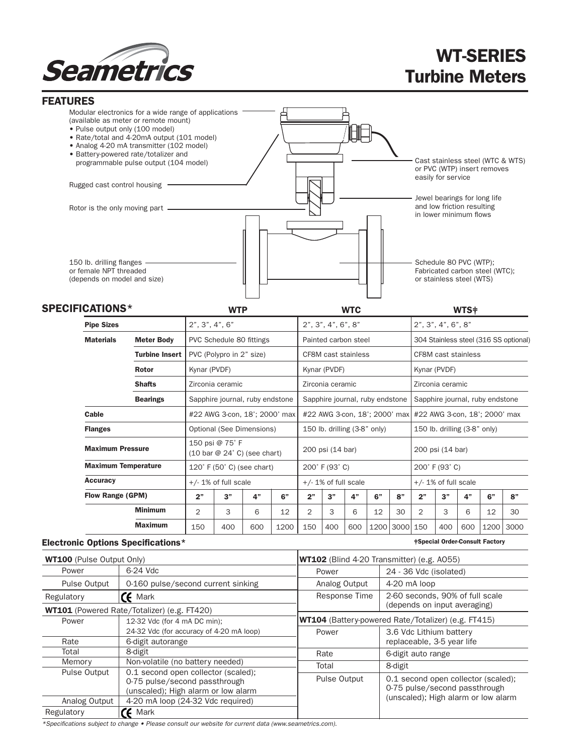# WT-SERIES Turbine Meters

## FEATURES

Modular electronics for a wide range of applications (available as meter or remote mount)
- Pulse output only (100 model)
- Rate/total and 4-20mA output (101 model)
- Analog 4-20 mA transmitter (102 model)
- Battery-powered rate/totalizer and programmable pulse output (104 model)

Rugged cast control housing

Rotor is the only moving part

150 lb. drilling flanges or female NPT threaded (depends on model and size)

Cast stainless steel (WTC & WTS) or PVC (WTP) insert removes easily for service

Jewel bearings for long life and low friction resulting in lower minimum flows

Schedule 80 PVC (WTP); Fabricated carbon steel (WTC); or stainless steel (WTS)

## SPECIFICATIONS*

| | | WTP | | | | WTC | | | | | WTS‡ | | | | |
|---|---|---|---|---|---|---|---|---|---|---|---|---|---|---|---|
| **Pipe Sizes** | | 2", 3", 4", 6" | | | | 2", 3", 4", 6", 8" | | | | | 2", 3", 4", 6", 8" | | | | |
| **Materials** | **Meter Body** | PVC Schedule 80 fittings | | | | Painted carbon steel | | | | | 304 Stainless steel (316 SS optional) | | | | |
| | **Turbine Insert** | PVC (Polypro in 2" size) | | | | CF8M cast stainless | | | | | CF8M cast stainless | | | | |
| | **Rotor** | Kynar (PVDF) | | | | Kynar (PVDF) | | | | | Kynar (PVDF) | | | | |
| | **Shafts** | Zirconia ceramic | | | | Zirconia ceramic | | | | | Zirconia ceramic | | | | |
| | **Bearings** | Sapphire journal, ruby endstone | | | | Sapphire journal, ruby endstone | | | | | Sapphire journal, ruby endstone | | | | |
| **Cable** | | #22 AWG 3-con, 18'; 2000' max | | | | #22 AWG 3-con, 18'; 2000' max | | | | | #22 AWG 3-con, 18'; 2000' max | | | | |
| **Flanges** | | Optional (See Dimensions) | | | | 150 lb. drilling (3-8" only) | | | | | 150 lb. drilling (3-8" only) | | | | |
| **Maximum Pressure** | | 150 psi @ 75° F (10 bar @ 24° C) (see chart) | | | | 200 psi (14 bar) | | | | | 200 psi (14 bar) | | | | |
| **Maximum Temperature** | | 120° F (50° C) (see chart) | | | | 200° F (93° C) | | | | | 200° F (93° C) | | | | |
| **Accuracy** | | +/- 1% of full scale | | | | +/- 1% of full scale | | | | | +/- 1% of full scale | | | | |
| **Flow Range (GPM)** | | **2"** | **3"** | **4"** | **6"** | **2"** | **3"** | **4"** | **6"** | **8"** | **2"** | **3"** | **4"** | **6"** | **8"** |
| | **Minimum** | 2 | 3 | 6 | 12 | 2 | 3 | 6 | 12 | 30 | 2 | 3 | 6 | 12 | 30 |
| | **Maximum** | 150 | 400 | 600 | 1200 | 150 | 400 | 600 | 1200 | 3000 | 150 | 400 | 600 | 1200 | 3000 |

‡Special Order-Consult Factory

### Electronic Options Specifications*

| **WT100** (Pulse Output Only) | |
|---|---|
| Power | 6-24 Vdc |
| Pulse Output | 0-160 pulse/second current sinking |
| Regulatory | CE Mark |

| **WT101** (Powered Rate/Totalizer) (e.g. FT420) | |
|---|---|
| Power | 12-32 Vdc (for 4 mA DC min); 24-32 Vdc (for accuracy of 4-20 mA loop) |
| Rate | 6-digit autorange |
| Total | 8-digit |
| Memory | Non-volatile (no battery needed) |
| Pulse Output | 0.1 second open collector (scaled); 0-75 pulse/second passthrough (unscaled); High alarm or low alarm |
| Analog Output | 4-20 mA loop (24-32 Vdc required) |
| Regulatory | CE Mark |

| **WT102** (Blind 4-20 Transmitter) (e.g. AO55) | |
|---|---|
| Power | 24 - 36 Vdc (isolated) |
| Analog Output | 4-20 mA loop |
| Response Time | 2-60 seconds, 90% of full scale (depends on input averaging) |

| **WT104** (Battery-powered Rate/Totalizer) (e.g. FT415) | |
|---|---|
| Power | 3.6 Vdc Lithium battery replaceable, 3-5 year life |
| Rate | 6-digit auto range |
| Total | 8-digit |
| Pulse Output | 0.1 second open collector (scaled); 0-75 pulse/second passthrough (unscaled); High alarm or low alarm |

*\*Specifications subject to change • Please consult our website for current data (www.seametrics.com).*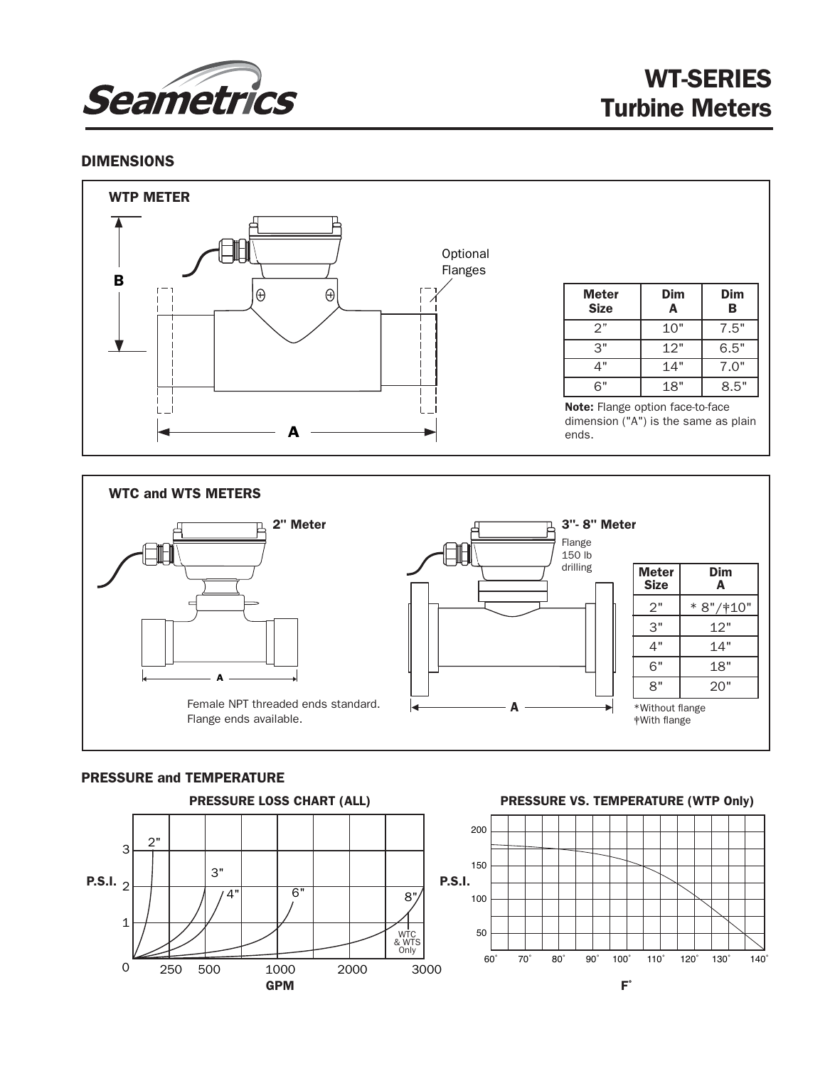# WT-SERIES Turbine Meters

## DIMENSIONS

### WTP METER

Optional Flanges

| Meter Size | Dim A | Dim B |
|---|---|---|
| 2" | 10" | 7.5" |
| 3" | 12" | 6.5" |
| 4" | 14" | 7.0" |
| 6" | 18" | 8.5" |

**Note:** Flange option face-to-face dimension ("A") is the same as plain ends.

### WTC and WTS METERS

**2" Meter**

Female NPT threaded ends standard. Flange ends available.

**3"- 8" Meter**

Flange 150 lb drilling

| Meter Size | Dim A |
|---|---|
| 2" | * 8"/†10" |
| 3" | 12" |
| 4" | 14" |
| 6" | 18" |
| 8" | 20" |

*Without flange
†With flange

## PRESSURE and TEMPERATURE

**PRESSURE LOSS CHART (ALL)**

**PRESSURE VS. TEMPERATURE (WTP Only)**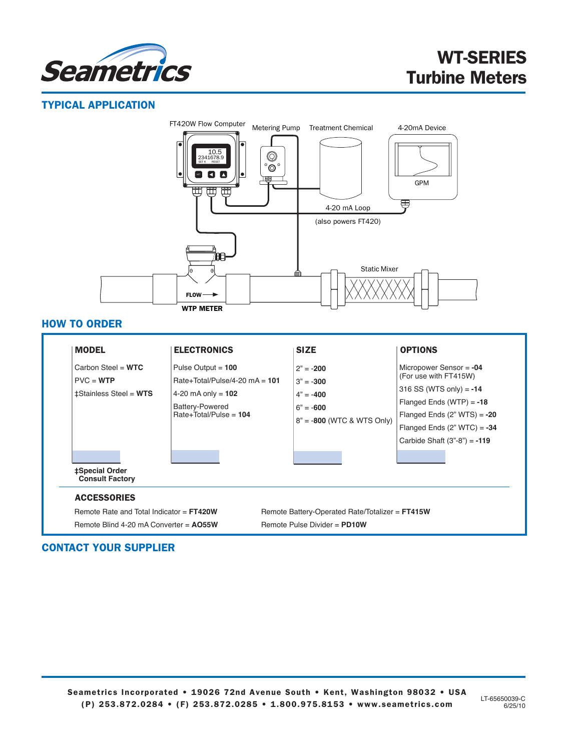# WT-SERIES Turbine Meters

## TYPICAL APPLICATION

FT420W Flow Computer

Metering Pump

Treatment Chemical

4-20mA Device

GPM

4-20 mA Loop

(also powers FT420)

Static Mixer

FLOW

WTP METER

## HOW TO ORDER

| MODEL | ELECTRONICS | SIZE | OPTIONS |
|---|---|---|---|
| Carbon Steel = **WTC** | Pulse Output = **100** | 2" = **-200** | Micropower Sensor = **-04** (For use with FT415W) |
| PVC = **WTP** | Rate+Total/Pulse/4-20 mA = **101** | 3" = **-300** | 316 SS (WTS only) = **-14** |
| ‡Stainless Steel = **WTS** | 4-20 mA only = **102** | 4" = **-400** | Flanged Ends (WTP) = **-18** |
| | Battery-Powered Rate+Total/Pulse = **104** | 6" = **-600** | Flanged Ends (2" WTS) = **-20** |
| | | 8" = **-800** (WTC & WTS Only) | Flanged Ends (2" WTC) = **-34** |
| | | | Carbide Shaft (3"-8") = **-119** |

**‡Special Order Consult Factory**

### ACCESSORIES

Remote Rate and Total Indicator = **FT420W**

Remote Blind 4-20 mA Converter = **AO55W**

Remote Battery-Operated Rate/Totalizer = **FT415W**

Remote Pulse Divider = **PD10W**

## CONTACT YOUR SUPPLIER

**Seametrics Incorporated • 19026 72nd Avenue South • Kent, Washington 98032 • USA**
**(P) 253.872.0284 • (F) 253.872.0285 • 1.800.975.8153 • www.seametrics.com**

LT-65650039-C
6/25/10